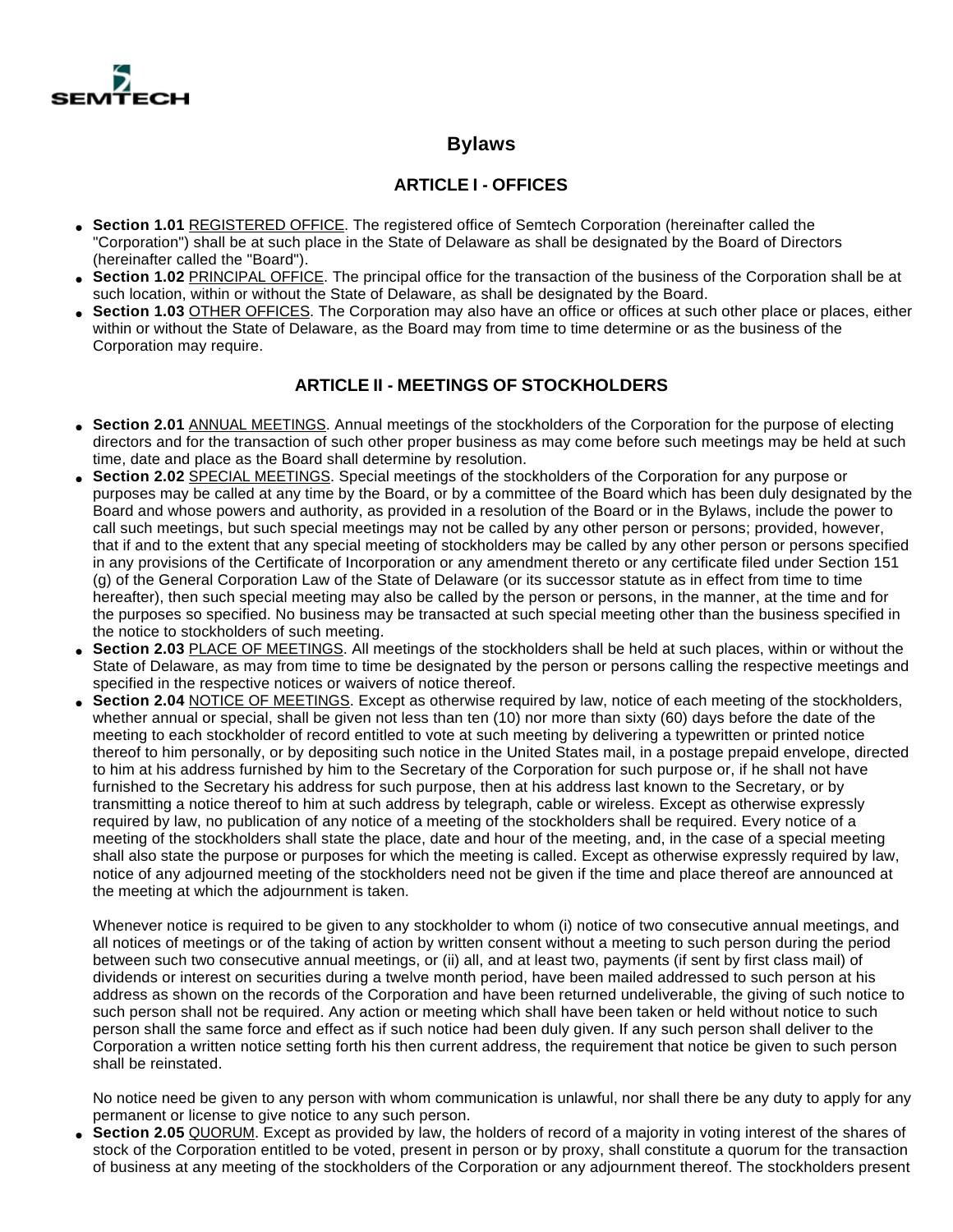SEMTECH

# Bylaws

## ARTICLE I - OFFICES

- **Section 1.01** REGISTERED OFFICE. The registered office of Semtech Corporation (hereinafter called the "Corporation") shall be at such place in the State of Delaware as shall be designated by the Board of Directors (hereinafter called the "Board").
- **Section 1.02** PRINCIPAL OFFICE. The principal office for the transaction of the business of the Corporation shall be at such location, within or without the State of Delaware, as shall be designated by the Board.
- **Section 1.03** OTHER OFFICES. The Corporation may also have an office or offices at such other place or places, either within or without the State of Delaware, as the Board may from time to time determine or as the business of the Corporation may require.

## ARTICLE II - MEETINGS OF STOCKHOLDERS

- **Section 2.01** ANNUAL MEETINGS. Annual meetings of the stockholders of the Corporation for the purpose of electing directors and for the transaction of such other proper business as may come before such meetings may be held at such time, date and place as the Board shall determine by resolution.
- **Section 2.02** SPECIAL MEETINGS. Special meetings of the stockholders of the Corporation for any purpose or purposes may be called at any time by the Board, or by a committee of the Board which has been duly designated by the Board and whose powers and authority, as provided in a resolution of the Board or in the Bylaws, include the power to call such meetings, but such special meetings may not be called by any other person or persons; provided, however, that if and to the extent that any special meeting of stockholders may be called by any other person or persons specified in any provisions of the Certificate of Incorporation or any amendment thereto or any certificate filed under Section 151 (g) of the General Corporation Law of the State of Delaware (or its successor statute as in effect from time to time hereafter), then such special meeting may also be called by the person or persons, in the manner, at the time and for the purposes so specified. No business may be transacted at such special meeting other than the business specified in the notice to stockholders of such meeting.
- **Section 2.03** PLACE OF MEETINGS. All meetings of the stockholders shall be held at such places, within or without the State of Delaware, as may from time to time be designated by the person or persons calling the respective meetings and specified in the respective notices or waivers of notice thereof.
- **Section 2.04** NOTICE OF MEETINGS. Except as otherwise required by law, notice of each meeting of the stockholders, whether annual or special, shall be given not less than ten (10) nor more than sixty (60) days before the date of the meeting to each stockholder of record entitled to vote at such meeting by delivering a typewritten or printed notice thereof to him personally, or by depositing such notice in the United States mail, in a postage prepaid envelope, directed to him at his address furnished by him to the Secretary of the Corporation for such purpose or, if he shall not have furnished to the Secretary his address for such purpose, then at his address last known to the Secretary, or by transmitting a notice thereof to him at such address by telegraph, cable or wireless. Except as otherwise expressly required by law, no publication of any notice of a meeting of the stockholders shall be required. Every notice of a meeting of the stockholders shall state the place, date and hour of the meeting, and, in the case of a special meeting shall also state the purpose or purposes for which the meeting is called. Except as otherwise expressly required by law, notice of any adjourned meeting of the stockholders need not be given if the time and place thereof are announced at the meeting at which the adjournment is taken.

  Whenever notice is required to be given to any stockholder to whom (i) notice of two consecutive annual meetings, and all notices of meetings or of the taking of action by written consent without a meeting to such person during the period between such two consecutive annual meetings, or (ii) all, and at least two, payments (if sent by first class mail) of dividends or interest on securities during a twelve month period, have been mailed addressed to such person at his address as shown on the records of the Corporation and have been returned undeliverable, the giving of such notice to such person shall not be required. Any action or meeting which shall have been taken or held without notice to such person shall the same force and effect as if such notice had been duly given. If any such person shall deliver to the Corporation a written notice setting forth his then current address, the requirement that notice be given to such person shall be reinstated.

  No notice need be given to any person with whom communication is unlawful, nor shall there be any duty to apply for any permanent or license to give notice to any such person.
- **Section 2.05** QUORUM. Except as provided by law, the holders of record of a majority in voting interest of the shares of stock of the Corporation entitled to be voted, present in person or by proxy, shall constitute a quorum for the transaction of business at any meeting of the stockholders of the Corporation or any adjournment thereof. The stockholders present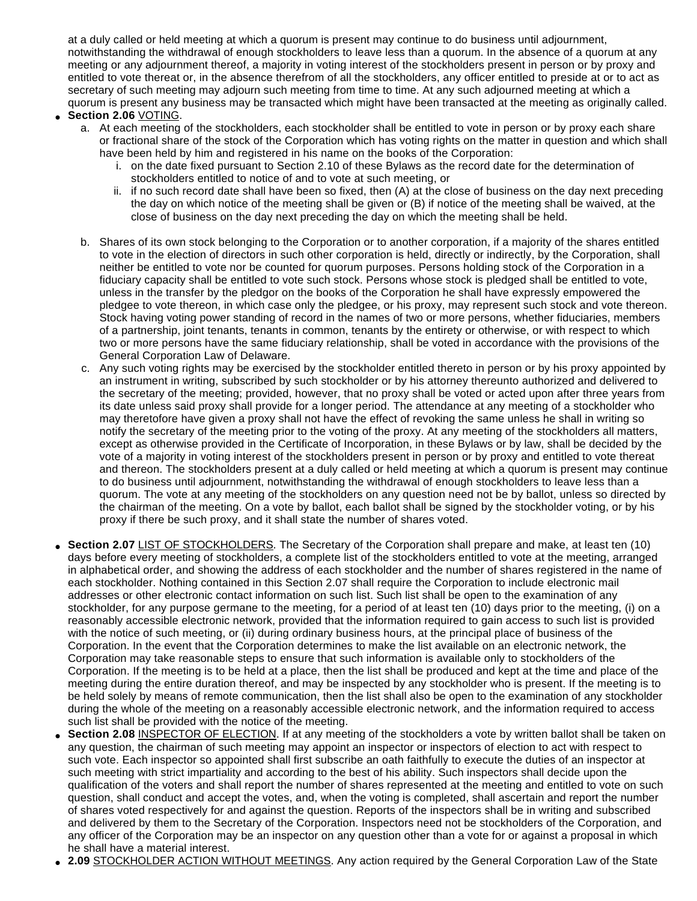at a duly called or held meeting at which a quorum is present may continue to do business until adjournment, notwithstanding the withdrawal of enough stockholders to leave less than a quorum. In the absence of a quorum at any meeting or any adjournment thereof, a majority in voting interest of the stockholders present in person or by proxy and entitled to vote thereat or, in the absence therefrom of all the stockholders, any officer entitled to preside at or to act as secretary of such meeting may adjourn such meeting from time to time. At any such adjourned meeting at which a quorum is present any business may be transacted which might have been transacted at the meeting as originally called.

- **Section 2.06** VOTING.
  a. At each meeting of the stockholders, each stockholder shall be entitled to vote in person or by proxy each share or fractional share of the stock of the Corporation which has voting rights on the matter in question and which shall have been held by him and registered in his name on the books of the Corporation:
     i. on the date fixed pursuant to Section 2.10 of these Bylaws as the record date for the determination of stockholders entitled to notice of and to vote at such meeting, or
     ii. if no such record date shall have been so fixed, then (A) at the close of business on the day next preceding the day on which notice of the meeting shall be given or (B) if notice of the meeting shall be waived, at the close of business on the day next preceding the day on which the meeting shall be held.
  b. Shares of its own stock belonging to the Corporation or to another corporation, if a majority of the shares entitled to vote in the election of directors in such other corporation is held, directly or indirectly, by the Corporation, shall neither be entitled to vote nor be counted for quorum purposes. Persons holding stock of the Corporation in a fiduciary capacity shall be entitled to vote such stock. Persons whose stock is pledged shall be entitled to vote, unless in the transfer by the pledgor on the books of the Corporation he shall have expressly empowered the pledgee to vote thereon, in which case only the pledgee, or his proxy, may represent such stock and vote thereon. Stock having voting power standing of record in the names of two or more persons, whether fiduciaries, members of a partnership, joint tenants, tenants in common, tenants by the entirety or otherwise, or with respect to which two or more persons have the same fiduciary relationship, shall be voted in accordance with the provisions of the General Corporation Law of Delaware.
  c. Any such voting rights may be exercised by the stockholder entitled thereto in person or by his proxy appointed by an instrument in writing, subscribed by such stockholder or by his attorney thereunto authorized and delivered to the secretary of the meeting; provided, however, that no proxy shall be voted or acted upon after three years from its date unless said proxy shall provide for a longer period. The attendance at any meeting of a stockholder who may theretofore have given a proxy shall not have the effect of revoking the same unless he shall in writing so notify the secretary of the meeting prior to the voting of the proxy. At any meeting of the stockholders all matters, except as otherwise provided in the Certificate of Incorporation, in these Bylaws or by law, shall be decided by the vote of a majority in voting interest of the stockholders present in person or by proxy and entitled to vote thereat and thereon. The stockholders present at a duly called or held meeting at which a quorum is present may continue to do business until adjournment, notwithstanding the withdrawal of enough stockholders to leave less than a quorum. The vote at any meeting of the stockholders on any question need not be by ballot, unless so directed by the chairman of the meeting. On a vote by ballot, each ballot shall be signed by the stockholder voting, or by his proxy if there be such proxy, and it shall state the number of shares voted.

- **Section 2.07** LIST OF STOCKHOLDERS. The Secretary of the Corporation shall prepare and make, at least ten (10) days before every meeting of stockholders, a complete list of the stockholders entitled to vote at the meeting, arranged in alphabetical order, and showing the address of each stockholder and the number of shares registered in the name of each stockholder. Nothing contained in this Section 2.07 shall require the Corporation to include electronic mail addresses or other electronic contact information on such list. Such list shall be open to the examination of any stockholder, for any purpose germane to the meeting, for a period of at least ten (10) days prior to the meeting, (i) on a reasonably accessible electronic network, provided that the information required to gain access to such list is provided with the notice of such meeting, or (ii) during ordinary business hours, at the principal place of business of the Corporation. In the event that the Corporation determines to make the list available on an electronic network, the Corporation may take reasonable steps to ensure that such information is available only to stockholders of the Corporation. If the meeting is to be held at a place, then the list shall be produced and kept at the time and place of the meeting during the entire duration thereof, and may be inspected by any stockholder who is present. If the meeting is to be held solely by means of remote communication, then the list shall also be open to the examination of any stockholder during the whole of the meeting on a reasonably accessible electronic network, and the information required to access such list shall be provided with the notice of the meeting.
- **Section 2.08** INSPECTOR OF ELECTION. If at any meeting of the stockholders a vote by written ballot shall be taken on any question, the chairman of such meeting may appoint an inspector or inspectors of election to act with respect to such vote. Each inspector so appointed shall first subscribe an oath faithfully to execute the duties of an inspector at such meeting with strict impartiality and according to the best of his ability. Such inspectors shall decide upon the qualification of the voters and shall report the number of shares represented at the meeting and entitled to vote on such question, shall conduct and accept the votes, and, when the voting is completed, shall ascertain and report the number of shares voted respectively for and against the question. Reports of the inspectors shall be in writing and subscribed and delivered by them to the Secretary of the Corporation. Inspectors need not be stockholders of the Corporation, and any officer of the Corporation may be an inspector on any question other than a vote for or against a proposal in which he shall have a material interest.
- **2.09** STOCKHOLDER ACTION WITHOUT MEETINGS. Any action required by the General Corporation Law of the State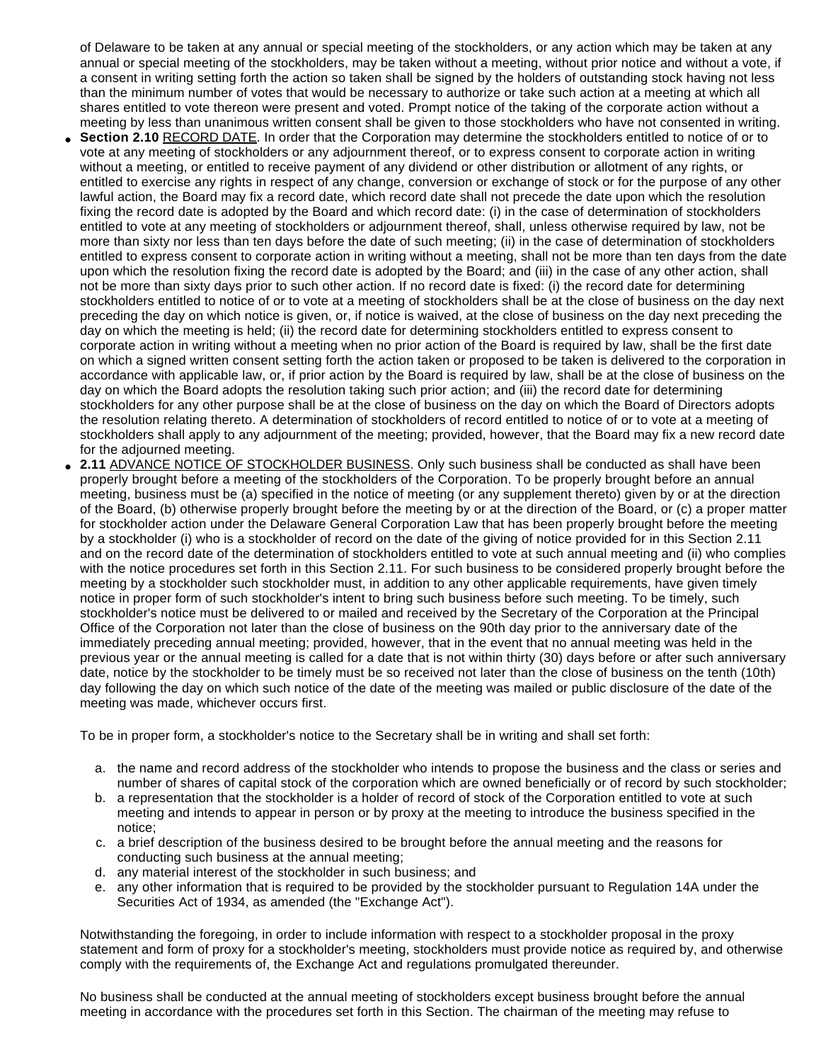of Delaware to be taken at any annual or special meeting of the stockholders, or any action which may be taken at any annual or special meeting of the stockholders, may be taken without a meeting, without prior notice and without a vote, if a consent in writing setting forth the action so taken shall be signed by the holders of outstanding stock having not less than the minimum number of votes that would be necessary to authorize or take such action at a meeting at which all shares entitled to vote thereon were present and voted. Prompt notice of the taking of the corporate action without a meeting by less than unanimous written consent shall be given to those stockholders who have not consented in writing.

- **Section 2.10** RECORD DATE. In order that the Corporation may determine the stockholders entitled to notice of or to vote at any meeting of stockholders or any adjournment thereof, or to express consent to corporate action in writing without a meeting, or entitled to receive payment of any dividend or other distribution or allotment of any rights, or entitled to exercise any rights in respect of any change, conversion or exchange of stock or for the purpose of any other lawful action, the Board may fix a record date, which record date shall not precede the date upon which the resolution fixing the record date is adopted by the Board and which record date: (i) in the case of determination of stockholders entitled to vote at any meeting of stockholders or adjournment thereof, shall, unless otherwise required by law, not be more than sixty nor less than ten days before the date of such meeting; (ii) in the case of determination of stockholders entitled to express consent to corporate action in writing without a meeting, shall not be more than ten days from the date upon which the resolution fixing the record date is adopted by the Board; and (iii) in the case of any other action, shall not be more than sixty days prior to such other action. If no record date is fixed: (i) the record date for determining stockholders entitled to notice of or to vote at a meeting of stockholders shall be at the close of business on the day next preceding the day on which notice is given, or, if notice is waived, at the close of business on the day next preceding the day on which the meeting is held; (ii) the record date for determining stockholders entitled to express consent to corporate action in writing without a meeting when no prior action of the Board is required by law, shall be the first date on which a signed written consent setting forth the action taken or proposed to be taken is delivered to the corporation in accordance with applicable law, or, if prior action by the Board is required by law, shall be at the close of business on the day on which the Board adopts the resolution taking such prior action; and (iii) the record date for determining stockholders for any other purpose shall be at the close of business on the day on which the Board of Directors adopts the resolution relating thereto. A determination of stockholders of record entitled to notice of or to vote at a meeting of stockholders shall apply to any adjournment of the meeting; provided, however, that the Board may fix a new record date for the adjourned meeting.
- **2.11** ADVANCE NOTICE OF STOCKHOLDER BUSINESS. Only such business shall be conducted as shall have been properly brought before a meeting of the stockholders of the Corporation. To be properly brought before an annual meeting, business must be (a) specified in the notice of meeting (or any supplement thereto) given by or at the direction of the Board, (b) otherwise properly brought before the meeting by or at the direction of the Board, or (c) a proper matter for stockholder action under the Delaware General Corporation Law that has been properly brought before the meeting by a stockholder (i) who is a stockholder of record on the date of the giving of notice provided for in this Section 2.11 and on the record date of the determination of stockholders entitled to vote at such annual meeting and (ii) who complies with the notice procedures set forth in this Section 2.11. For such business to be considered properly brought before the meeting by a stockholder such stockholder must, in addition to any other applicable requirements, have given timely notice in proper form of such stockholder's intent to bring such business before such meeting. To be timely, such stockholder's notice must be delivered to or mailed and received by the Secretary of the Corporation at the Principal Office of the Corporation not later than the close of business on the 90th day prior to the anniversary date of the immediately preceding annual meeting; provided, however, that in the event that no annual meeting was held in the previous year or the annual meeting is called for a date that is not within thirty (30) days before or after such anniversary date, notice by the stockholder to be timely must be so received not later than the close of business on the tenth (10th) day following the day on which such notice of the date of the meeting was mailed or public disclosure of the date of the meeting was made, whichever occurs first.

  To be in proper form, a stockholder's notice to the Secretary shall be in writing and shall set forth:

  a. the name and record address of the stockholder who intends to propose the business and the class or series and number of shares of capital stock of the corporation which are owned beneficially or of record by such stockholder;
  b. a representation that the stockholder is a holder of record of stock of the Corporation entitled to vote at such meeting and intends to appear in person or by proxy at the meeting to introduce the business specified in the notice;
  c. a brief description of the business desired to be brought before the annual meeting and the reasons for conducting such business at the annual meeting;
  d. any material interest of the stockholder in such business; and
  e. any other information that is required to be provided by the stockholder pursuant to Regulation 14A under the Securities Act of 1934, as amended (the "Exchange Act").

  Notwithstanding the foregoing, in order to include information with respect to a stockholder proposal in the proxy statement and form of proxy for a stockholder's meeting, stockholders must provide notice as required by, and otherwise comply with the requirements of, the Exchange Act and regulations promulgated thereunder.

  No business shall be conducted at the annual meeting of stockholders except business brought before the annual meeting in accordance with the procedures set forth in this Section. The chairman of the meeting may refuse to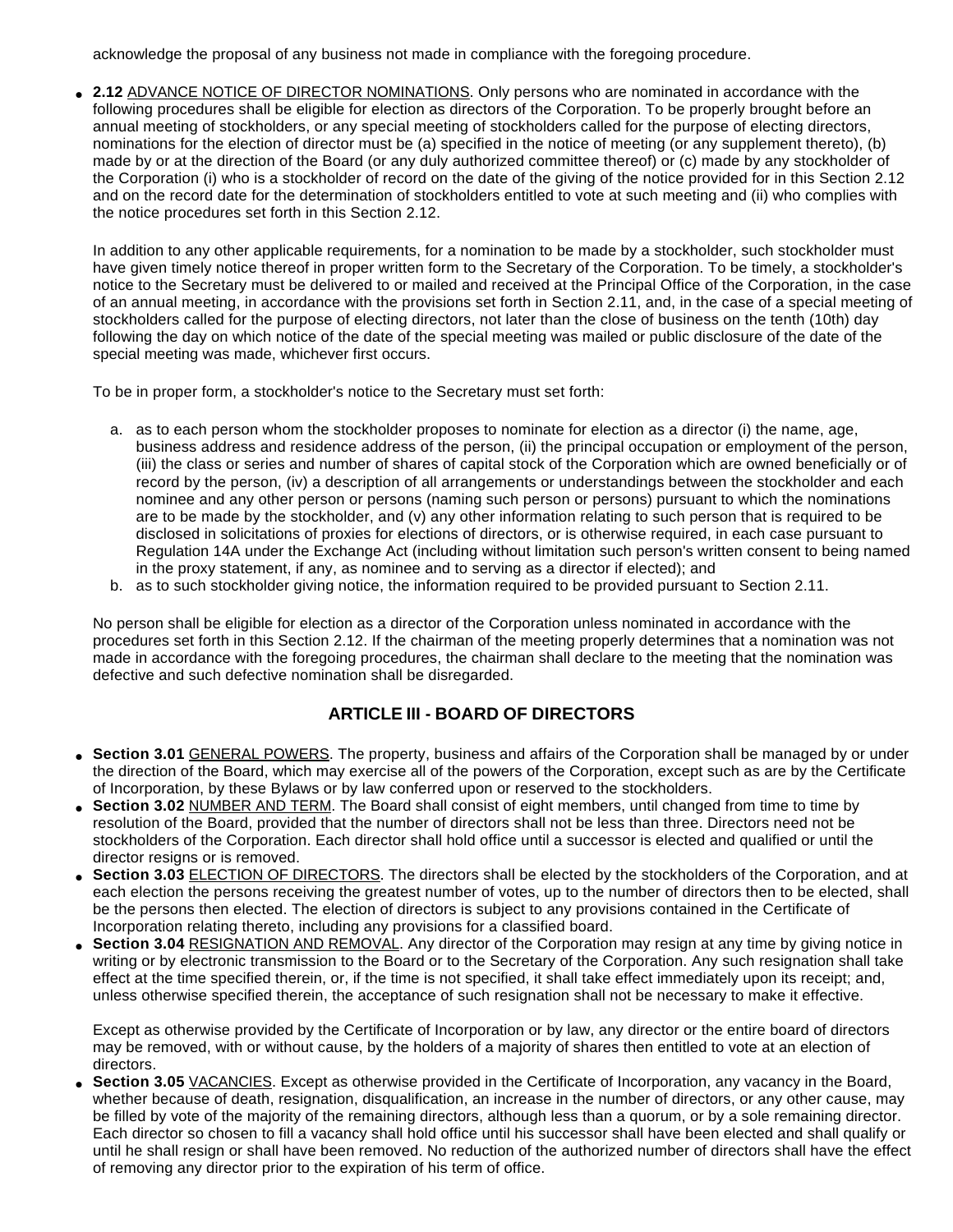acknowledge the proposal of any business not made in compliance with the foregoing procedure.

- **2.12** ADVANCE NOTICE OF DIRECTOR NOMINATIONS. Only persons who are nominated in accordance with the following procedures shall be eligible for election as directors of the Corporation. To be properly brought before an annual meeting of stockholders, or any special meeting of stockholders called for the purpose of electing directors, nominations for the election of director must be (a) specified in the notice of meeting (or any supplement thereto), (b) made by or at the direction of the Board (or any duly authorized committee thereof) or (c) made by any stockholder of the Corporation (i) who is a stockholder of record on the date of the giving of the notice provided for in this Section 2.12 and on the record date for the determination of stockholders entitled to vote at such meeting and (ii) who complies with the notice procedures set forth in this Section 2.12.

  In addition to any other applicable requirements, for a nomination to be made by a stockholder, such stockholder must have given timely notice thereof in proper written form to the Secretary of the Corporation. To be timely, a stockholder's notice to the Secretary must be delivered to or mailed and received at the Principal Office of the Corporation, in the case of an annual meeting, in accordance with the provisions set forth in Section 2.11, and, in the case of a special meeting of stockholders called for the purpose of electing directors, not later than the close of business on the tenth (10th) day following the day on which notice of the date of the special meeting was mailed or public disclosure of the date of the special meeting was made, whichever first occurs.

  To be in proper form, a stockholder's notice to the Secretary must set forth:

  a. as to each person whom the stockholder proposes to nominate for election as a director (i) the name, age, business address and residence address of the person, (ii) the principal occupation or employment of the person, (iii) the class or series and number of shares of capital stock of the Corporation which are owned beneficially or of record by the person, (iv) a description of all arrangements or understandings between the stockholder and each nominee and any other person or persons (naming such person or persons) pursuant to which the nominations are to be made by the stockholder, and (v) any other information relating to such person that is required to be disclosed in solicitations of proxies for elections of directors, or is otherwise required, in each case pursuant to Regulation 14A under the Exchange Act (including without limitation such person's written consent to being named in the proxy statement, if any, as nominee and to serving as a director if elected); and
  b. as to such stockholder giving notice, the information required to be provided pursuant to Section 2.11.

  No person shall be eligible for election as a director of the Corporation unless nominated in accordance with the procedures set forth in this Section 2.12. If the chairman of the meeting properly determines that a nomination was not made in accordance with the foregoing procedures, the chairman shall declare to the meeting that the nomination was defective and such defective nomination shall be disregarded.

## ARTICLE III - BOARD OF DIRECTORS

- **Section 3.01** GENERAL POWERS. The property, business and affairs of the Corporation shall be managed by or under the direction of the Board, which may exercise all of the powers of the Corporation, except such as are by the Certificate of Incorporation, by these Bylaws or by law conferred upon or reserved to the stockholders.
- **Section 3.02** NUMBER AND TERM. The Board shall consist of eight members, until changed from time to time by resolution of the Board, provided that the number of directors shall not be less than three. Directors need not be stockholders of the Corporation. Each director shall hold office until a successor is elected and qualified or until the director resigns or is removed.
- **Section 3.03** ELECTION OF DIRECTORS. The directors shall be elected by the stockholders of the Corporation, and at each election the persons receiving the greatest number of votes, up to the number of directors then to be elected, shall be the persons then elected. The election of directors is subject to any provisions contained in the Certificate of Incorporation relating thereto, including any provisions for a classified board.
- **Section 3.04** RESIGNATION AND REMOVAL. Any director of the Corporation may resign at any time by giving notice in writing or by electronic transmission to the Board or to the Secretary of the Corporation. Any such resignation shall take effect at the time specified therein, or, if the time is not specified, it shall take effect immediately upon its receipt; and, unless otherwise specified therein, the acceptance of such resignation shall not be necessary to make it effective.

  Except as otherwise provided by the Certificate of Incorporation or by law, any director or the entire board of directors may be removed, with or without cause, by the holders of a majority of shares then entitled to vote at an election of directors.
- **Section 3.05** VACANCIES. Except as otherwise provided in the Certificate of Incorporation, any vacancy in the Board, whether because of death, resignation, disqualification, an increase in the number of directors, or any other cause, may be filled by vote of the majority of the remaining directors, although less than a quorum, or by a sole remaining director. Each director so chosen to fill a vacancy shall hold office until his successor shall have been elected and shall qualify or until he shall resign or shall have been removed. No reduction of the authorized number of directors shall have the effect of removing any director prior to the expiration of his term of office.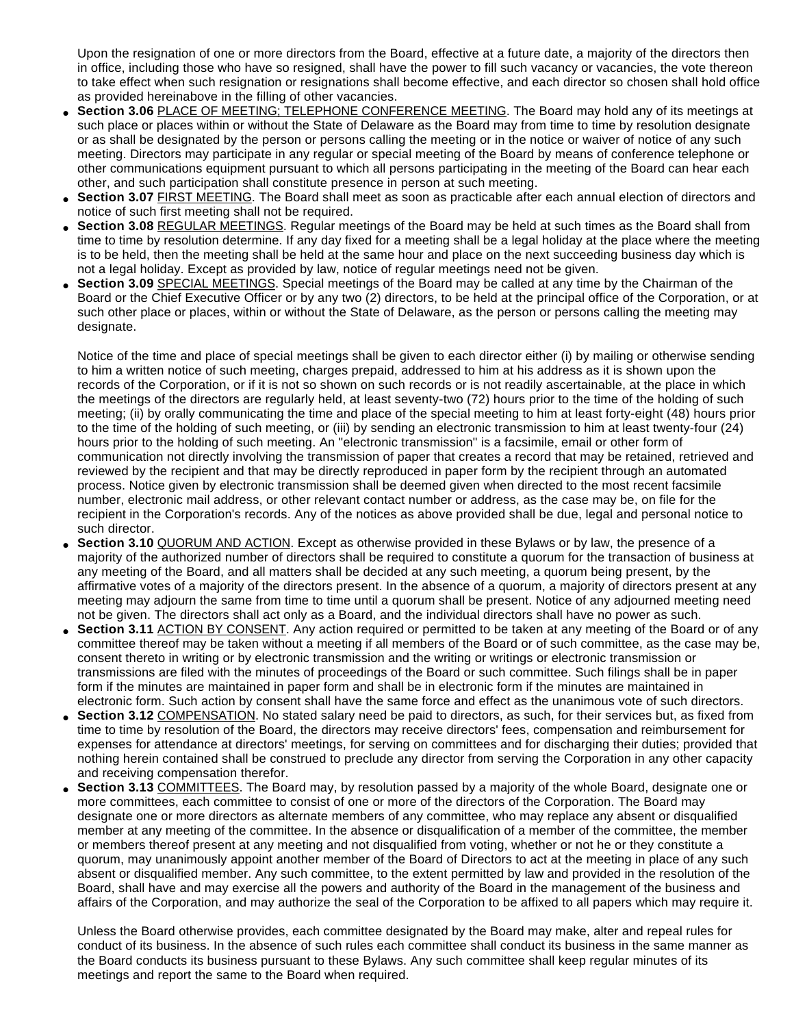Upon the resignation of one or more directors from the Board, effective at a future date, a majority of the directors then in office, including those who have so resigned, shall have the power to fill such vacancy or vacancies, the vote thereon to take effect when such resignation or resignations shall become effective, and each director so chosen shall hold office as provided hereinabove in the filling of other vacancies.

- **Section 3.06** PLACE OF MEETING; TELEPHONE CONFERENCE MEETING. The Board may hold any of its meetings at such place or places within or without the State of Delaware as the Board may from time to time by resolution designate or as shall be designated by the person or persons calling the meeting or in the notice or waiver of notice of any such meeting. Directors may participate in any regular or special meeting of the Board by means of conference telephone or other communications equipment pursuant to which all persons participating in the meeting of the Board can hear each other, and such participation shall constitute presence in person at such meeting.
- **Section 3.07** FIRST MEETING. The Board shall meet as soon as practicable after each annual election of directors and notice of such first meeting shall not be required.
- **Section 3.08** REGULAR MEETINGS. Regular meetings of the Board may be held at such times as the Board shall from time to time by resolution determine. If any day fixed for a meeting shall be a legal holiday at the place where the meeting is to be held, then the meeting shall be held at the same hour and place on the next succeeding business day which is not a legal holiday. Except as provided by law, notice of regular meetings need not be given.
- **Section 3.09** SPECIAL MEETINGS. Special meetings of the Board may be called at any time by the Chairman of the Board or the Chief Executive Officer or by any two (2) directors, to be held at the principal office of the Corporation, or at such other place or places, within or without the State of Delaware, as the person or persons calling the meeting may designate.

  Notice of the time and place of special meetings shall be given to each director either (i) by mailing or otherwise sending to him a written notice of such meeting, charges prepaid, addressed to him at his address as it is shown upon the records of the Corporation, or if it is not so shown on such records or is not readily ascertainable, at the place in which the meetings of the directors are regularly held, at least seventy-two (72) hours prior to the time of the holding of such meeting; (ii) by orally communicating the time and place of the special meeting to him at least forty-eight (48) hours prior to the time of the holding of such meeting, or (iii) by sending an electronic transmission to him at least twenty-four (24) hours prior to the holding of such meeting. An "electronic transmission" is a facsimile, email or other form of communication not directly involving the transmission of paper that creates a record that may be retained, retrieved and reviewed by the recipient and that may be directly reproduced in paper form by the recipient through an automated process. Notice given by electronic transmission shall be deemed given when directed to the most recent facsimile number, electronic mail address, or other relevant contact number or address, as the case may be, on file for the recipient in the Corporation's records. Any of the notices as above provided shall be due, legal and personal notice to such director.
- **Section 3.10** QUORUM AND ACTION. Except as otherwise provided in these Bylaws or by law, the presence of a majority of the authorized number of directors shall be required to constitute a quorum for the transaction of business at any meeting of the Board, and all matters shall be decided at any such meeting, a quorum being present, by the affirmative votes of a majority of the directors present. In the absence of a quorum, a majority of directors present at any meeting may adjourn the same from time to time until a quorum shall be present. Notice of any adjourned meeting need not be given. The directors shall act only as a Board, and the individual directors shall have no power as such.
- **Section 3.11** ACTION BY CONSENT. Any action required or permitted to be taken at any meeting of the Board or of any committee thereof may be taken without a meeting if all members of the Board or of such committee, as the case may be, consent thereto in writing or by electronic transmission and the writing or writings or electronic transmission or transmissions are filed with the minutes of proceedings of the Board or such committee. Such filings shall be in paper form if the minutes are maintained in paper form and shall be in electronic form if the minutes are maintained in electronic form. Such action by consent shall have the same force and effect as the unanimous vote of such directors.
- **Section 3.12** COMPENSATION. No stated salary need be paid to directors, as such, for their services but, as fixed from time to time by resolution of the Board, the directors may receive directors' fees, compensation and reimbursement for expenses for attendance at directors' meetings, for serving on committees and for discharging their duties; provided that nothing herein contained shall be construed to preclude any director from serving the Corporation in any other capacity and receiving compensation therefor.
- **Section 3.13** COMMITTEES. The Board may, by resolution passed by a majority of the whole Board, designate one or more committees, each committee to consist of one or more of the directors of the Corporation. The Board may designate one or more directors as alternate members of any committee, who may replace any absent or disqualified member at any meeting of the committee. In the absence or disqualification of a member of the committee, the member or members thereof present at any meeting and not disqualified from voting, whether or not he or they constitute a quorum, may unanimously appoint another member of the Board of Directors to act at the meeting in place of any such absent or disqualified member. Any such committee, to the extent permitted by law and provided in the resolution of the Board, shall have and may exercise all the powers and authority of the Board in the management of the business and affairs of the Corporation, and may authorize the seal of the Corporation to be affixed to all papers which may require it.

  Unless the Board otherwise provides, each committee designated by the Board may make, alter and repeal rules for conduct of its business. In the absence of such rules each committee shall conduct its business in the same manner as the Board conducts its business pursuant to these Bylaws. Any such committee shall keep regular minutes of its meetings and report the same to the Board when required.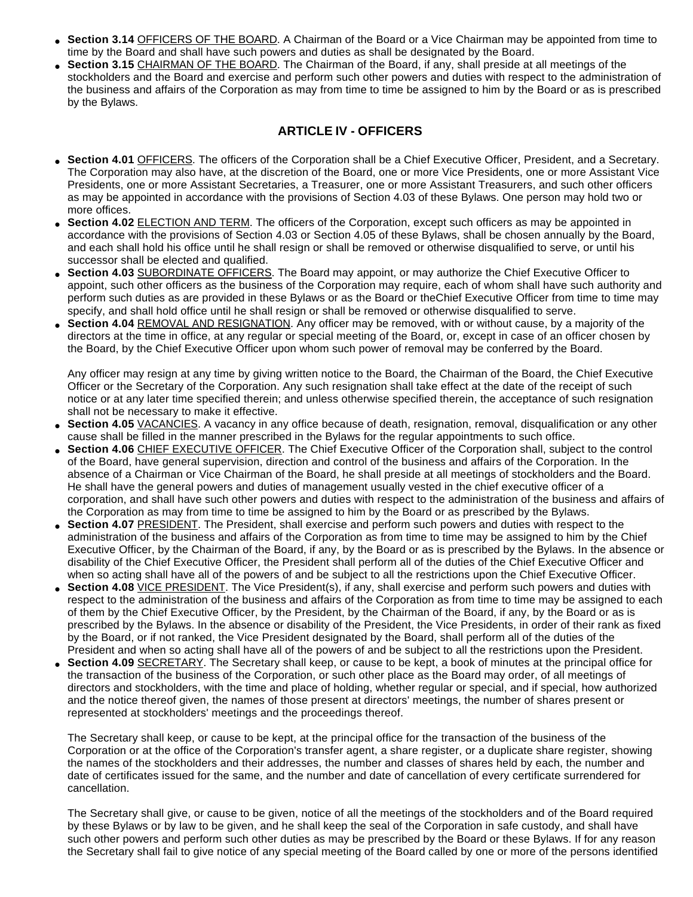- **Section 3.14** OFFICERS OF THE BOARD. A Chairman of the Board or a Vice Chairman may be appointed from time to time by the Board and shall have such powers and duties as shall be designated by the Board.
- **Section 3.15** CHAIRMAN OF THE BOARD. The Chairman of the Board, if any, shall preside at all meetings of the stockholders and the Board and exercise and perform such other powers and duties with respect to the administration of the business and affairs of the Corporation as may from time to time be assigned to him by the Board or as is prescribed by the Bylaws.

## ARTICLE IV - OFFICERS

- **Section 4.01** OFFICERS. The officers of the Corporation shall be a Chief Executive Officer, President, and a Secretary. The Corporation may also have, at the discretion of the Board, one or more Vice Presidents, one or more Assistant Vice Presidents, one or more Assistant Secretaries, a Treasurer, one or more Assistant Treasurers, and such other officers as may be appointed in accordance with the provisions of Section 4.03 of these Bylaws. One person may hold two or more offices.
- **Section 4.02** ELECTION AND TERM. The officers of the Corporation, except such officers as may be appointed in accordance with the provisions of Section 4.03 or Section 4.05 of these Bylaws, shall be chosen annually by the Board, and each shall hold his office until he shall resign or shall be removed or otherwise disqualified to serve, or until his successor shall be elected and qualified.
- **Section 4.03** SUBORDINATE OFFICERS. The Board may appoint, or may authorize the Chief Executive Officer to appoint, such other officers as the business of the Corporation may require, each of whom shall have such authority and perform such duties as are provided in these Bylaws or as the Board or theChief Executive Officer from time to time may specify, and shall hold office until he shall resign or shall be removed or otherwise disqualified to serve.
- **Section 4.04** REMOVAL AND RESIGNATION. Any officer may be removed, with or without cause, by a majority of the directors at the time in office, at any regular or special meeting of the Board, or, except in case of an officer chosen by the Board, by the Chief Executive Officer upon whom such power of removal may be conferred by the Board.

  Any officer may resign at any time by giving written notice to the Board, the Chairman of the Board, the Chief Executive Officer or the Secretary of the Corporation. Any such resignation shall take effect at the date of the receipt of such notice or at any later time specified therein; and unless otherwise specified therein, the acceptance of such resignation shall not be necessary to make it effective.
- **Section 4.05** VACANCIES. A vacancy in any office because of death, resignation, removal, disqualification or any other cause shall be filled in the manner prescribed in the Bylaws for the regular appointments to such office.
- **Section 4.06** CHIEF EXECUTIVE OFFICER. The Chief Executive Officer of the Corporation shall, subject to the control of the Board, have general supervision, direction and control of the business and affairs of the Corporation. In the absence of a Chairman or Vice Chairman of the Board, he shall preside at all meetings of stockholders and the Board. He shall have the general powers and duties of management usually vested in the chief executive officer of a corporation, and shall have such other powers and duties with respect to the administration of the business and affairs of the Corporation as may from time to time be assigned to him by the Board or as prescribed by the Bylaws.
- **Section 4.07** PRESIDENT. The President, shall exercise and perform such powers and duties with respect to the administration of the business and affairs of the Corporation as from time to time may be assigned to him by the Chief Executive Officer, by the Chairman of the Board, if any, by the Board or as is prescribed by the Bylaws. In the absence or disability of the Chief Executive Officer, the President shall perform all of the duties of the Chief Executive Officer and when so acting shall have all of the powers of and be subject to all the restrictions upon the Chief Executive Officer.
- **Section 4.08** VICE PRESIDENT. The Vice President(s), if any, shall exercise and perform such powers and duties with respect to the administration of the business and affairs of the Corporation as from time to time may be assigned to each of them by the Chief Executive Officer, by the President, by the Chairman of the Board, if any, by the Board or as is prescribed by the Bylaws. In the absence or disability of the President, the Vice Presidents, in order of their rank as fixed by the Board, or if not ranked, the Vice President designated by the Board, shall perform all of the duties of the President and when so acting shall have all of the powers of and be subject to all the restrictions upon the President.
- **Section 4.09** SECRETARY. The Secretary shall keep, or cause to be kept, a book of minutes at the principal office for the transaction of the business of the Corporation, or such other place as the Board may order, of all meetings of directors and stockholders, with the time and place of holding, whether regular or special, and if special, how authorized and the notice thereof given, the names of those present at directors' meetings, the number of shares present or represented at stockholders' meetings and the proceedings thereof.

  The Secretary shall keep, or cause to be kept, at the principal office for the transaction of the business of the Corporation or at the office of the Corporation's transfer agent, a share register, or a duplicate share register, showing the names of the stockholders and their addresses, the number and classes of shares held by each, the number and date of certificates issued for the same, and the number and date of cancellation of every certificate surrendered for cancellation.

  The Secretary shall give, or cause to be given, notice of all the meetings of the stockholders and of the Board required by these Bylaws or by law to be given, and he shall keep the seal of the Corporation in safe custody, and shall have such other powers and perform such other duties as may be prescribed by the Board or these Bylaws. If for any reason the Secretary shall fail to give notice of any special meeting of the Board called by one or more of the persons identified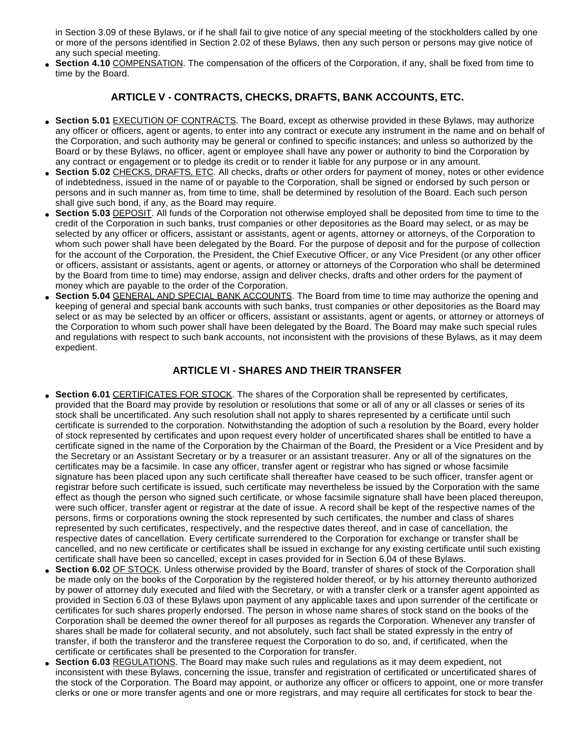in Section 3.09 of these Bylaws, or if he shall fail to give notice of any special meeting of the stockholders called by one or more of the persons identified in Section 2.02 of these Bylaws, then any such person or persons may give notice of any such special meeting.

- **Section 4.10** COMPENSATION. The compensation of the officers of the Corporation, if any, shall be fixed from time to time by the Board.

## ARTICLE V - CONTRACTS, CHECKS, DRAFTS, BANK ACCOUNTS, ETC.

- **Section 5.01** EXECUTION OF CONTRACTS. The Board, except as otherwise provided in these Bylaws, may authorize any officer or officers, agent or agents, to enter into any contract or execute any instrument in the name and on behalf of the Corporation, and such authority may be general or confined to specific instances; and unless so authorized by the Board or by these Bylaws, no officer, agent or employee shall have any power or authority to bind the Corporation by any contract or engagement or to pledge its credit or to render it liable for any purpose or in any amount.
- **Section 5.02** CHECKS, DRAFTS, ETC. All checks, drafts or other orders for payment of money, notes or other evidence of indebtedness, issued in the name of or payable to the Corporation, shall be signed or endorsed by such person or persons and in such manner as, from time to time, shall be determined by resolution of the Board. Each such person shall give such bond, if any, as the Board may require.
- **Section 5.03** DEPOSIT. All funds of the Corporation not otherwise employed shall be deposited from time to time to the credit of the Corporation in such banks, trust companies or other depositories as the Board may select, or as may be selected by any officer or officers, assistant or assistants, agent or agents, attorney or attorneys, of the Corporation to whom such power shall have been delegated by the Board. For the purpose of deposit and for the purpose of collection for the account of the Corporation, the President, the Chief Executive Officer, or any Vice President (or any other officer or officers, assistant or assistants, agent or agents, or attorney or attorneys of the Corporation who shall be determined by the Board from time to time) may endorse, assign and deliver checks, drafts and other orders for the payment of money which are payable to the order of the Corporation.
- **Section 5.04** GENERAL AND SPECIAL BANK ACCOUNTS. The Board from time to time may authorize the opening and keeping of general and special bank accounts with such banks, trust companies or other depositories as the Board may select or as may be selected by an officer or officers, assistant or assistants, agent or agents, or attorney or attorneys of the Corporation to whom such power shall have been delegated by the Board. The Board may make such special rules and regulations with respect to such bank accounts, not inconsistent with the provisions of these Bylaws, as it may deem expedient.

## ARTICLE VI - SHARES AND THEIR TRANSFER

- **Section 6.01** CERTIFICATES FOR STOCK. The shares of the Corporation shall be represented by certificates, provided that the Board may provide by resolution or resolutions that some or all of any or all classes or series of its stock shall be uncertificated. Any such resolution shall not apply to shares represented by a certificate until such certificate is surrendered to the corporation. Notwithstanding the adoption of such a resolution by the Board, every holder of stock represented by certificates and upon request every holder of uncertificated shares shall be entitled to have a certificate signed in the name of the Corporation by the Chairman of the Board, the President or a Vice President and by the Secretary or an Assistant Secretary or by a treasurer or an assistant treasurer. Any or all of the signatures on the certificates may be a facsimile. In case any officer, transfer agent or registrar who has signed or whose facsimile signature has been placed upon any such certificate shall thereafter have ceased to be such officer, transfer agent or registrar before such certificate is issued, such certificate may nevertheless be issued by the Corporation with the same effect as though the person who signed such certificate, or whose facsimile signature shall have been placed thereupon, were such officer, transfer agent or registrar at the date of issue. A record shall be kept of the respective names of the persons, firms or corporations owning the stock represented by such certificates, the number and class of shares represented by such certificates, respectively, and the respective dates thereof, and in case of cancellation, the respective dates of cancellation. Every certificate surrendered to the Corporation for exchange or transfer shall be cancelled, and no new certificate or certificates shall be issued in exchange for any existing certificate until such existing certificate shall have been so cancelled, except in cases provided for in Section 6.04 of these Bylaws.
- **Section 6.02** OF STOCK. Unless otherwise provided by the Board, transfer of shares of stock of the Corporation shall be made only on the books of the Corporation by the registered holder thereof, or by his attorney thereunto authorized by power of attorney duly executed and filed with the Secretary, or with a transfer clerk or a transfer agent appointed as provided in Section 6.03 of these Bylaws upon payment of any applicable taxes and upon surrender of the certificate or certificates for such shares properly endorsed. The person in whose name shares of stock stand on the books of the Corporation shall be deemed the owner thereof for all purposes as regards the Corporation. Whenever any transfer of shares shall be made for collateral security, and not absolutely, such fact shall be stated expressly in the entry of transfer, if both the transferor and the transferee request the Corporation to do so, and, if certificated, when the certificate or certificates shall be presented to the Corporation for transfer.
- **Section 6.03** REGULATIONS. The Board may make such rules and regulations as it may deem expedient, not inconsistent with these Bylaws, concerning the issue, transfer and registration of certificated or uncertificated shares of the stock of the Corporation. The Board may appoint, or authorize any officer or officers to appoint, one or more transfer clerks or one or more transfer agents and one or more registrars, and may require all certificates for stock to bear the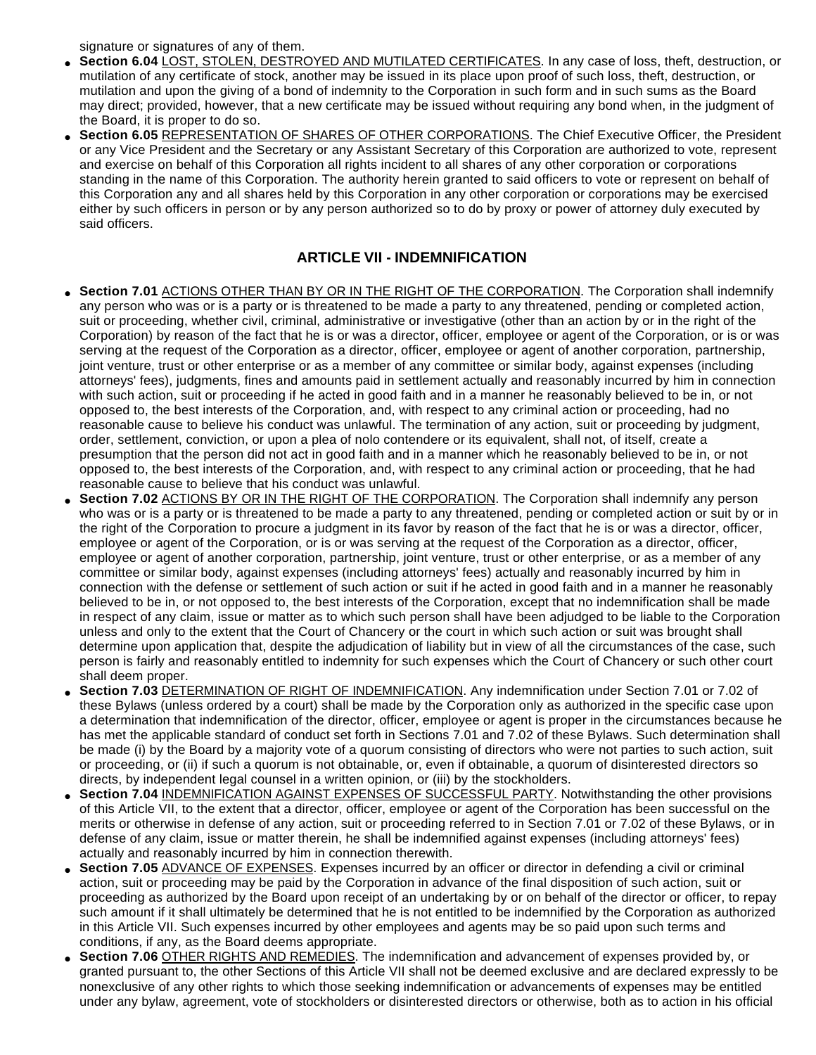signature or signatures of any of them.

- **Section 6.04** LOST, STOLEN, DESTROYED AND MUTILATED CERTIFICATES. In any case of loss, theft, destruction, or mutilation of any certificate of stock, another may be issued in its place upon proof of such loss, theft, destruction, or mutilation and upon the giving of a bond of indemnity to the Corporation in such form and in such sums as the Board may direct; provided, however, that a new certificate may be issued without requiring any bond when, in the judgment of the Board, it is proper to do so.
- **Section 6.05** REPRESENTATION OF SHARES OF OTHER CORPORATIONS. The Chief Executive Officer, the President or any Vice President and the Secretary or any Assistant Secretary of this Corporation are authorized to vote, represent and exercise on behalf of this Corporation all rights incident to all shares of any other corporation or corporations standing in the name of this Corporation. The authority herein granted to said officers to vote or represent on behalf of this Corporation any and all shares held by this Corporation in any other corporation or corporations may be exercised either by such officers in person or by any person authorized so to do by proxy or power of attorney duly executed by said officers.

## ARTICLE VII - INDEMNIFICATION

- **Section 7.01** ACTIONS OTHER THAN BY OR IN THE RIGHT OF THE CORPORATION. The Corporation shall indemnify any person who was or is a party or is threatened to be made a party to any threatened, pending or completed action, suit or proceeding, whether civil, criminal, administrative or investigative (other than an action by or in the right of the Corporation) by reason of the fact that he is or was a director, officer, employee or agent of the Corporation, or is or was serving at the request of the Corporation as a director, officer, employee or agent of another corporation, partnership, joint venture, trust or other enterprise or as a member of any committee or similar body, against expenses (including attorneys' fees), judgments, fines and amounts paid in settlement actually and reasonably incurred by him in connection with such action, suit or proceeding if he acted in good faith and in a manner he reasonably believed to be in, or not opposed to, the best interests of the Corporation, and, with respect to any criminal action or proceeding, had no reasonable cause to believe his conduct was unlawful. The termination of any action, suit or proceeding by judgment, order, settlement, conviction, or upon a plea of nolo contendere or its equivalent, shall not, of itself, create a presumption that the person did not act in good faith and in a manner which he reasonably believed to be in, or not opposed to, the best interests of the Corporation, and, with respect to any criminal action or proceeding, that he had reasonable cause to believe that his conduct was unlawful.
- **Section 7.02** ACTIONS BY OR IN THE RIGHT OF THE CORPORATION. The Corporation shall indemnify any person who was or is a party or is threatened to be made a party to any threatened, pending or completed action or suit by or in the right of the Corporation to procure a judgment in its favor by reason of the fact that he is or was a director, officer, employee or agent of the Corporation, or is or was serving at the request of the Corporation as a director, officer, employee or agent of another corporation, partnership, joint venture, trust or other enterprise, or as a member of any committee or similar body, against expenses (including attorneys' fees) actually and reasonably incurred by him in connection with the defense or settlement of such action or suit if he acted in good faith and in a manner he reasonably believed to be in, or not opposed to, the best interests of the Corporation, except that no indemnification shall be made in respect of any claim, issue or matter as to which such person shall have been adjudged to be liable to the Corporation unless and only to the extent that the Court of Chancery or the court in which such action or suit was brought shall determine upon application that, despite the adjudication of liability but in view of all the circumstances of the case, such person is fairly and reasonably entitled to indemnity for such expenses which the Court of Chancery or such other court shall deem proper.
- **Section 7.03** DETERMINATION OF RIGHT OF INDEMNIFICATION. Any indemnification under Section 7.01 or 7.02 of these Bylaws (unless ordered by a court) shall be made by the Corporation only as authorized in the specific case upon a determination that indemnification of the director, officer, employee or agent is proper in the circumstances because he has met the applicable standard of conduct set forth in Sections 7.01 and 7.02 of these Bylaws. Such determination shall be made (i) by the Board by a majority vote of a quorum consisting of directors who were not parties to such action, suit or proceeding, or (ii) if such a quorum is not obtainable, or, even if obtainable, a quorum of disinterested directors so directs, by independent legal counsel in a written opinion, or (iii) by the stockholders.
- **Section 7.04** INDEMNIFICATION AGAINST EXPENSES OF SUCCESSFUL PARTY. Notwithstanding the other provisions of this Article VII, to the extent that a director, officer, employee or agent of the Corporation has been successful on the merits or otherwise in defense of any action, suit or proceeding referred to in Section 7.01 or 7.02 of these Bylaws, or in defense of any claim, issue or matter therein, he shall be indemnified against expenses (including attorneys' fees) actually and reasonably incurred by him in connection therewith.
- **Section 7.05** ADVANCE OF EXPENSES. Expenses incurred by an officer or director in defending a civil or criminal action, suit or proceeding may be paid by the Corporation in advance of the final disposition of such action, suit or proceeding as authorized by the Board upon receipt of an undertaking by or on behalf of the director or officer, to repay such amount if it shall ultimately be determined that he is not entitled to be indemnified by the Corporation as authorized in this Article VII. Such expenses incurred by other employees and agents may be so paid upon such terms and conditions, if any, as the Board deems appropriate.
- **Section 7.06** OTHER RIGHTS AND REMEDIES. The indemnification and advancement of expenses provided by, or granted pursuant to, the other Sections of this Article VII shall not be deemed exclusive and are declared expressly to be nonexclusive of any other rights to which those seeking indemnification or advancements of expenses may be entitled under any bylaw, agreement, vote of stockholders or disinterested directors or otherwise, both as to action in his official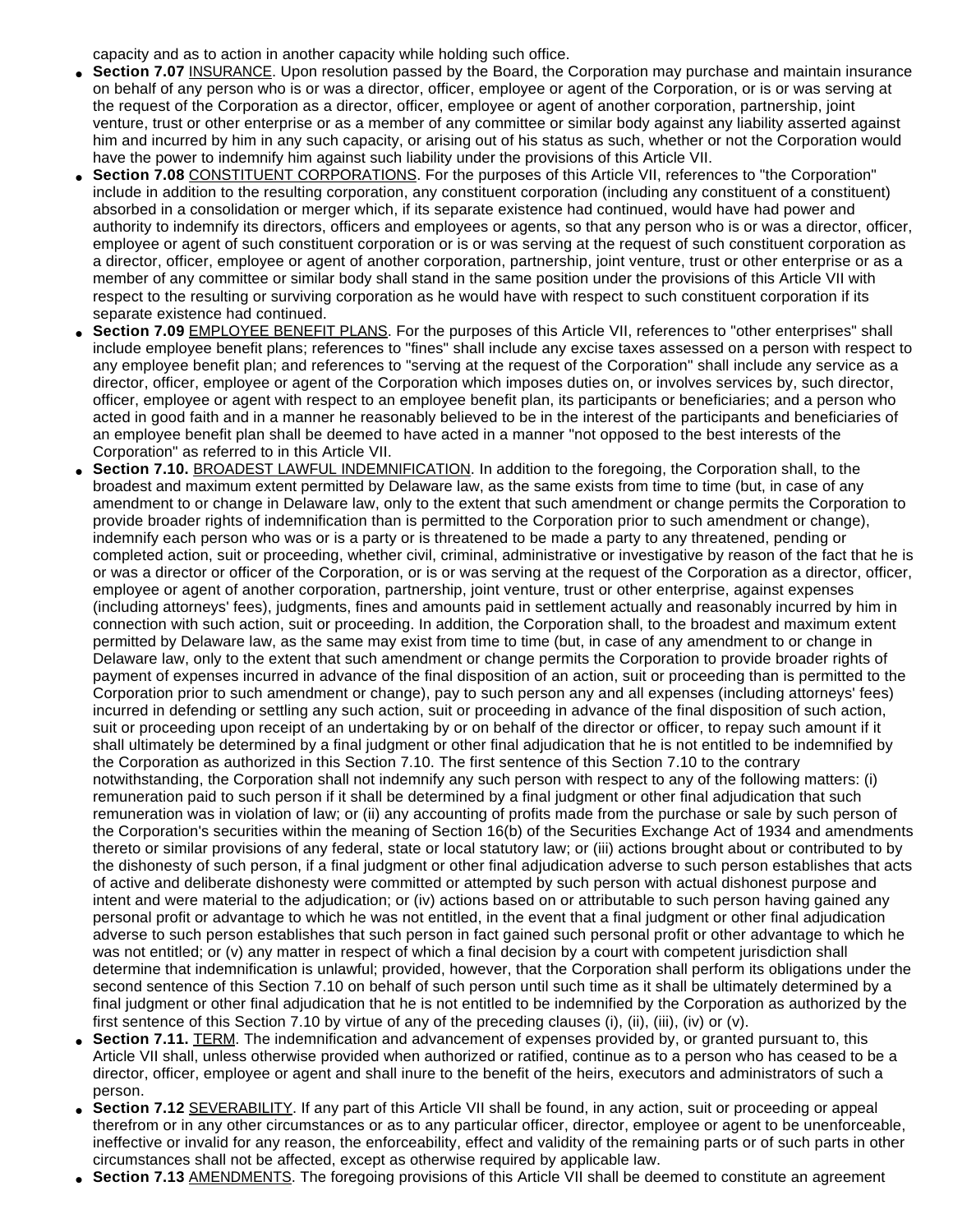capacity and as to action in another capacity while holding such office.

- **Section 7.07** INSURANCE. Upon resolution passed by the Board, the Corporation may purchase and maintain insurance on behalf of any person who is or was a director, officer, employee or agent of the Corporation, or is or was serving at the request of the Corporation as a director, officer, employee or agent of another corporation, partnership, joint venture, trust or other enterprise or as a member of any committee or similar body against any liability asserted against him and incurred by him in any such capacity, or arising out of his status as such, whether or not the Corporation would have the power to indemnify him against such liability under the provisions of this Article VII.
- **Section 7.08** CONSTITUENT CORPORATIONS. For the purposes of this Article VII, references to "the Corporation" include in addition to the resulting corporation, any constituent corporation (including any constituent of a constituent) absorbed in a consolidation or merger which, if its separate existence had continued, would have had power and authority to indemnify its directors, officers and employees or agents, so that any person who is or was a director, officer, employee or agent of such constituent corporation or is or was serving at the request of such constituent corporation as a director, officer, employee or agent of another corporation, partnership, joint venture, trust or other enterprise or as a member of any committee or similar body shall stand in the same position under the provisions of this Article VII with respect to the resulting or surviving corporation as he would have with respect to such constituent corporation if its separate existence had continued.
- **Section 7.09** EMPLOYEE BENEFIT PLANS. For the purposes of this Article VII, references to "other enterprises" shall include employee benefit plans; references to "fines" shall include any excise taxes assessed on a person with respect to any employee benefit plan; and references to "serving at the request of the Corporation" shall include any service as a director, officer, employee or agent of the Corporation which imposes duties on, or involves services by, such director, officer, employee or agent with respect to an employee benefit plan, its participants or beneficiaries; and a person who acted in good faith and in a manner he reasonably believed to be in the interest of the participants and beneficiaries of an employee benefit plan shall be deemed to have acted in a manner "not opposed to the best interests of the Corporation" as referred to in this Article VII.
- **Section 7.10.** BROADEST LAWFUL INDEMNIFICATION. In addition to the foregoing, the Corporation shall, to the broadest and maximum extent permitted by Delaware law, as the same exists from time to time (but, in case of any amendment to or change in Delaware law, only to the extent that such amendment or change permits the Corporation to provide broader rights of indemnification than is permitted to the Corporation prior to such amendment or change), indemnify each person who was or is a party or is threatened to be made a party to any threatened, pending or completed action, suit or proceeding, whether civil, criminal, administrative or investigative by reason of the fact that he is or was a director or officer of the Corporation, or is or was serving at the request of the Corporation as a director, officer, employee or agent of another corporation, partnership, joint venture, trust or other enterprise, against expenses (including attorneys' fees), judgments, fines and amounts paid in settlement actually and reasonably incurred by him in connection with such action, suit or proceeding. In addition, the Corporation shall, to the broadest and maximum extent permitted by Delaware law, as the same may exist from time to time (but, in case of any amendment to or change in Delaware law, only to the extent that such amendment or change permits the Corporation to provide broader rights of payment of expenses incurred in advance of the final disposition of an action, suit or proceeding than is permitted to the Corporation prior to such amendment or change), pay to such person any and all expenses (including attorneys' fees) incurred in defending or settling any such action, suit or proceeding in advance of the final disposition of such action, suit or proceeding upon receipt of an undertaking by or on behalf of the director or officer, to repay such amount if it shall ultimately be determined by a final judgment or other final adjudication that he is not entitled to be indemnified by the Corporation as authorized in this Section 7.10. The first sentence of this Section 7.10 to the contrary notwithstanding, the Corporation shall not indemnify any such person with respect to any of the following matters: (i) remuneration paid to such person if it shall be determined by a final judgment or other final adjudication that such remuneration was in violation of law; or (ii) any accounting of profits made from the purchase or sale by such person of the Corporation's securities within the meaning of Section 16(b) of the Securities Exchange Act of 1934 and amendments thereto or similar provisions of any federal, state or local statutory law; or (iii) actions brought about or contributed to by the dishonesty of such person, if a final judgment or other final adjudication adverse to such person establishes that acts of active and deliberate dishonesty were committed or attempted by such person with actual dishonest purpose and intent and were material to the adjudication; or (iv) actions based on or attributable to such person having gained any personal profit or advantage to which he was not entitled, in the event that a final judgment or other final adjudication adverse to such person establishes that such person in fact gained such personal profit or other advantage to which he was not entitled; or (v) any matter in respect of which a final decision by a court with competent jurisdiction shall determine that indemnification is unlawful; provided, however, that the Corporation shall perform its obligations under the second sentence of this Section 7.10 on behalf of such person until such time as it shall be ultimately determined by a final judgment or other final adjudication that he is not entitled to be indemnified by the Corporation as authorized by the first sentence of this Section 7.10 by virtue of any of the preceding clauses (i), (ii), (iii), (iv) or (v).
- **Section 7.11.** TERM. The indemnification and advancement of expenses provided by, or granted pursuant to, this Article VII shall, unless otherwise provided when authorized or ratified, continue as to a person who has ceased to be a director, officer, employee or agent and shall inure to the benefit of the heirs, executors and administrators of such a person.
- **Section 7.12** SEVERABILITY. If any part of this Article VII shall be found, in any action, suit or proceeding or appeal therefrom or in any other circumstances or as to any particular officer, director, employee or agent to be unenforceable, ineffective or invalid for any reason, the enforceability, effect and validity of the remaining parts or of such parts in other circumstances shall not be affected, except as otherwise required by applicable law.
- **Section 7.13** AMENDMENTS. The foregoing provisions of this Article VII shall be deemed to constitute an agreement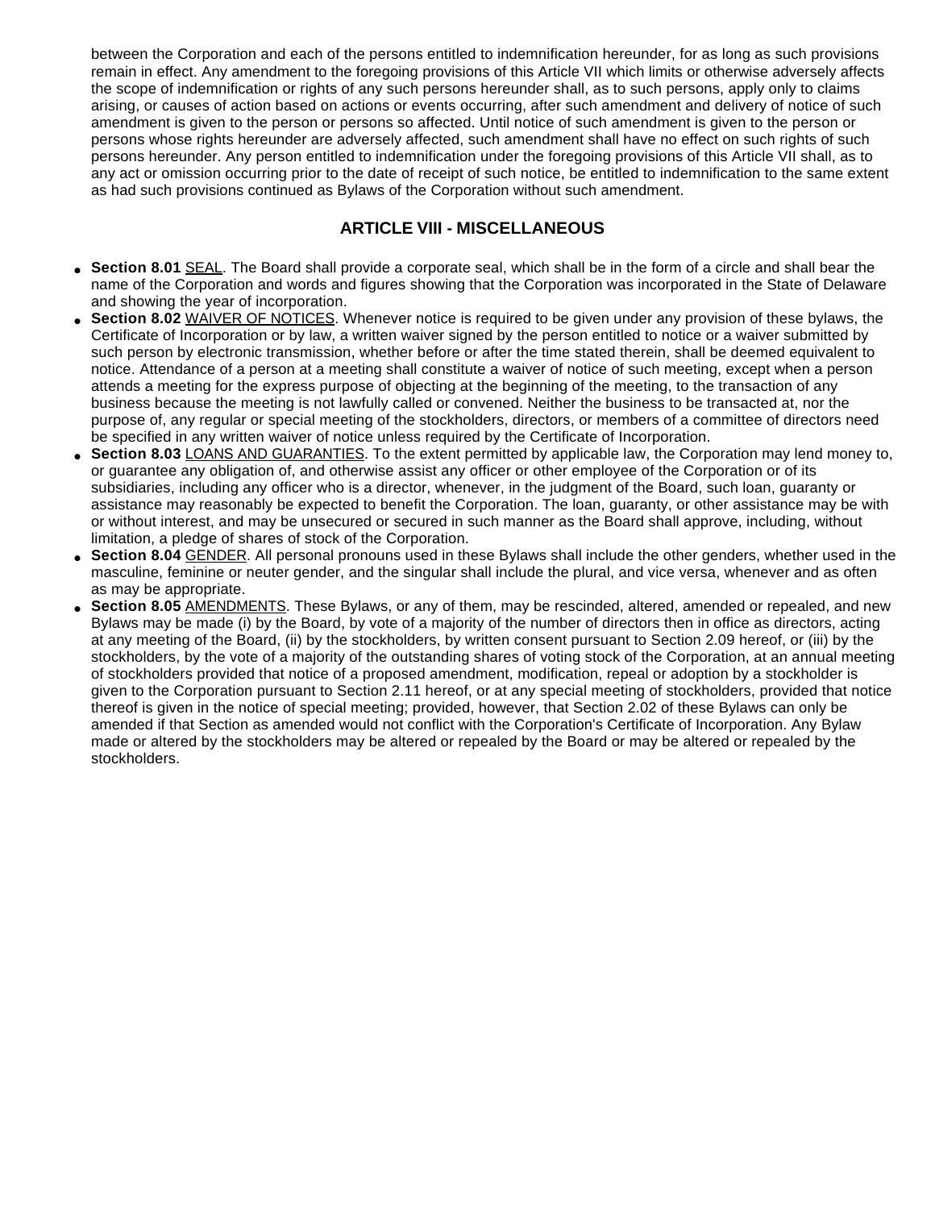between the Corporation and each of the persons entitled to indemnification hereunder, for as long as such provisions remain in effect. Any amendment to the foregoing provisions of this Article VII which limits or otherwise adversely affects the scope of indemnification or rights of any such persons hereunder shall, as to such persons, apply only to claims arising, or causes of action based on actions or events occurring, after such amendment and delivery of notice of such amendment is given to the person or persons so affected. Until notice of such amendment is given to the person or persons whose rights hereunder are adversely affected, such amendment shall have no effect on such rights of such persons hereunder. Any person entitled to indemnification under the foregoing provisions of this Article VII shall, as to any act or omission occurring prior to the date of receipt of such notice, be entitled to indemnification to the same extent as had such provisions continued as Bylaws of the Corporation without such amendment.

## ARTICLE VIII - MISCELLANEOUS

- **Section 8.01** SEAL. The Board shall provide a corporate seal, which shall be in the form of a circle and shall bear the name of the Corporation and words and figures showing that the Corporation was incorporated in the State of Delaware and showing the year of incorporation.
- **Section 8.02** WAIVER OF NOTICES. Whenever notice is required to be given under any provision of these bylaws, the Certificate of Incorporation or by law, a written waiver signed by the person entitled to notice or a waiver submitted by such person by electronic transmission, whether before or after the time stated therein, shall be deemed equivalent to notice. Attendance of a person at a meeting shall constitute a waiver of notice of such meeting, except when a person attends a meeting for the express purpose of objecting at the beginning of the meeting, to the transaction of any business because the meeting is not lawfully called or convened. Neither the business to be transacted at, nor the purpose of, any regular or special meeting of the stockholders, directors, or members of a committee of directors need be specified in any written waiver of notice unless required by the Certificate of Incorporation.
- **Section 8.03** LOANS AND GUARANTIES. To the extent permitted by applicable law, the Corporation may lend money to, or guarantee any obligation of, and otherwise assist any officer or other employee of the Corporation or of its subsidiaries, including any officer who is a director, whenever, in the judgment of the Board, such loan, guaranty or assistance may reasonably be expected to benefit the Corporation. The loan, guaranty, or other assistance may be with or without interest, and may be unsecured or secured in such manner as the Board shall approve, including, without limitation, a pledge of shares of stock of the Corporation.
- **Section 8.04** GENDER. All personal pronouns used in these Bylaws shall include the other genders, whether used in the masculine, feminine or neuter gender, and the singular shall include the plural, and vice versa, whenever and as often as may be appropriate.
- **Section 8.05** AMENDMENTS. These Bylaws, or any of them, may be rescinded, altered, amended or repealed, and new Bylaws may be made (i) by the Board, by vote of a majority of the number of directors then in office as directors, acting at any meeting of the Board, (ii) by the stockholders, by written consent pursuant to Section 2.09 hereof, or (iii) by the stockholders, by the vote of a majority of the outstanding shares of voting stock of the Corporation, at an annual meeting of stockholders provided that notice of a proposed amendment, modification, repeal or adoption by a stockholder is given to the Corporation pursuant to Section 2.11 hereof, or at any special meeting of stockholders, provided that notice thereof is given in the notice of special meeting; provided, however, that Section 2.02 of these Bylaws can only be amended if that Section as amended would not conflict with the Corporation's Certificate of Incorporation. Any Bylaw made or altered by the stockholders may be altered or repealed by the Board or may be altered or repealed by the stockholders.